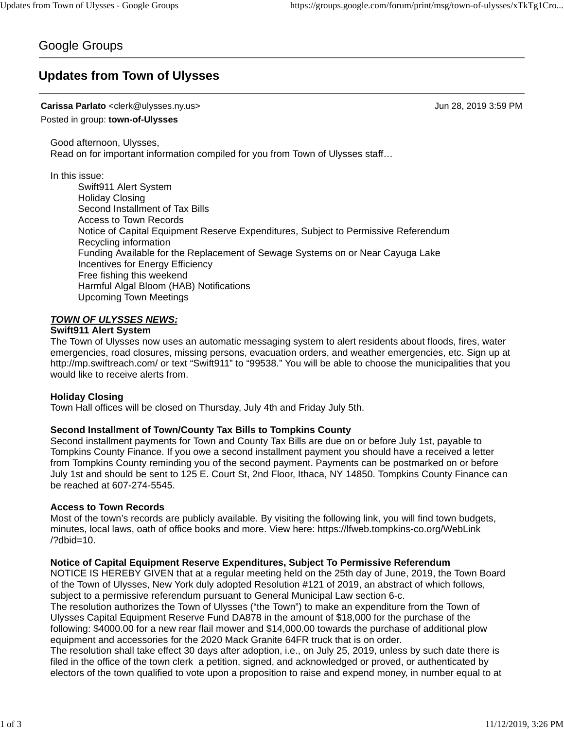Google Groups

# Updates from Town of Ulysses

**Carissa Parlato** <clerk@ulysses.ny.us> Jun 28, 2019 3:59 PM

Posted in group: **town-of-Ulysses**

Good afternoon, Ulysses,
Read on for important information compiled for you from Town of Ulysses staff…

In this issue:

- Swift911 Alert System
- Holiday Closing
- Second Installment of Tax Bills
- Access to Town Records
- Notice of Capital Equipment Reserve Expenditures, Subject to Permissive Referendum
- Recycling information
- Funding Available for the Replacement of Sewage Systems on or Near Cayuga Lake
- Incentives for Energy Efficiency
- Free fishing this weekend
- Harmful Algal Bloom (HAB) Notifications
- Upcoming Town Meetings

***TOWN OF ULYSSES NEWS:***

**Swift911 Alert System**

The Town of Ulysses now uses an automatic messaging system to alert residents about floods, fires, water emergencies, road closures, missing persons, evacuation orders, and weather emergencies, etc. Sign up at http://mp.swiftreach.com/ or text "Swift911" to "99538." You will be able to choose the municipalities that you would like to receive alerts from.

**Holiday Closing**

Town Hall offices will be closed on Thursday, July 4th and Friday July 5th.

**Second Installment of Town/County Tax Bills to Tompkins County**

Second installment payments for Town and County Tax Bills are due on or before July 1st, payable to Tompkins County Finance. If you owe a second installment payment you should have a received a letter from Tompkins County reminding you of the second payment. Payments can be postmarked on or before July 1st and should be sent to 125 E. Court St, 2nd Floor, Ithaca, NY 14850. Tompkins County Finance can be reached at 607-274-5545.

**Access to Town Records**

Most of the town's records are publicly available. By visiting the following link, you will find town budgets, minutes, local laws, oath of office books and more. View here: https://lfweb.tompkins-co.org/WebLink/?dbid=10.

**Notice of Capital Equipment Reserve Expenditures, Subject To Permissive Referendum**

NOTICE IS HEREBY GIVEN that at a regular meeting held on the 25th day of June, 2019, the Town Board of the Town of Ulysses, New York duly adopted Resolution #121 of 2019, an abstract of which follows, subject to a permissive referendum pursuant to General Municipal Law section 6-c.

The resolution authorizes the Town of Ulysses ("the Town") to make an expenditure from the Town of Ulysses Capital Equipment Reserve Fund DA878 in the amount of $18,000 for the purchase of the following: $4000.00 for a new rear flail mower and $14,000.00 towards the purchase of additional plow equipment and accessories for the 2020 Mack Granite 64FR truck that is on order.

The resolution shall take effect 30 days after adoption, i.e., on July 25, 2019, unless by such date there is filed in the office of the town clerk a petition, signed, and acknowledged or proved, or authenticated by electors of the town qualified to vote upon a proposition to raise and expend money, in number equal to at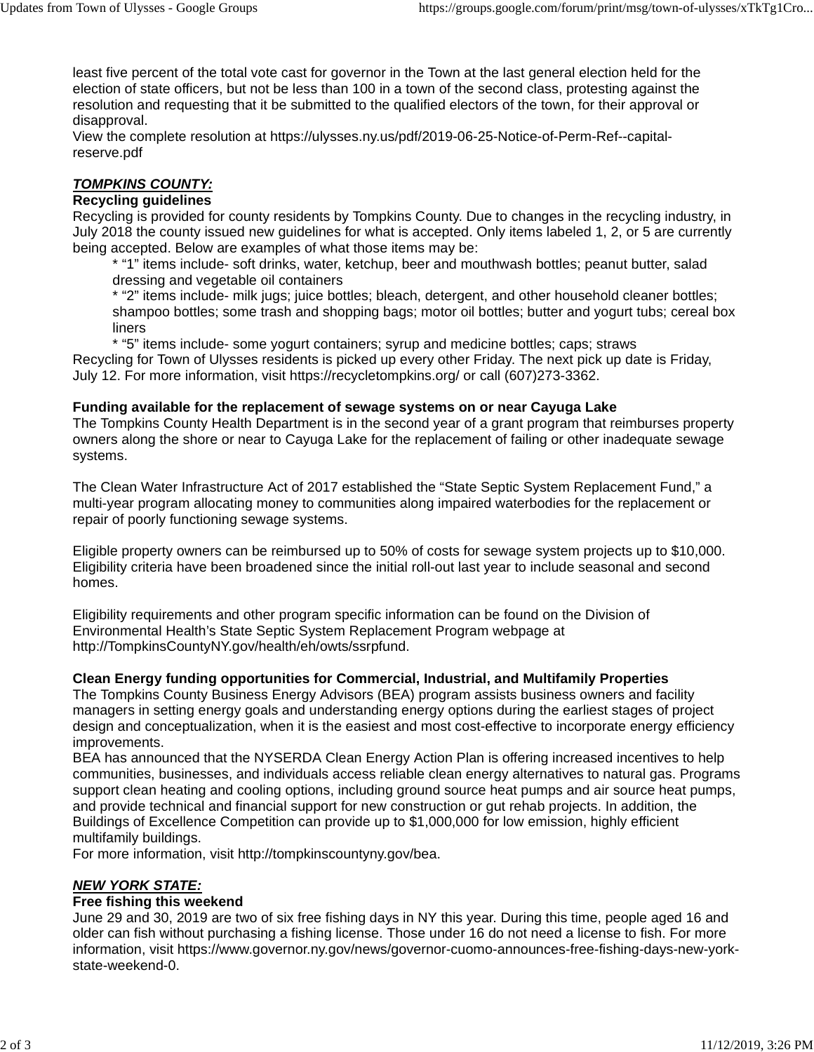least five percent of the total vote cast for governor in the Town at the last general election held for the election of state officers, but not be less than 100 in a town of the second class, protesting against the resolution and requesting that it be submitted to the qualified electors of the town, for their approval or disapproval.
View the complete resolution at https://ulysses.ny.us/pdf/2019-06-25-Notice-of-Perm-Ref--capital-reserve.pdf

***TOMPKINS COUNTY:***

**Recycling guidelines**
Recycling is provided for county residents by Tompkins County. Due to changes in the recycling industry, in July 2018 the county issued new guidelines for what is accepted. Only items labeled 1, 2, or 5 are currently being accepted. Below are examples of what those items may be:

* "1" items include- soft drinks, water, ketchup, beer and mouthwash bottles; peanut butter, salad dressing and vegetable oil containers
* "2" items include- milk jugs; juice bottles; bleach, detergent, and other household cleaner bottles; shampoo bottles; some trash and shopping bags; motor oil bottles; butter and yogurt tubs; cereal box liners
* "5" items include- some yogurt containers; syrup and medicine bottles; caps; straws

Recycling for Town of Ulysses residents is picked up every other Friday. The next pick up date is Friday, July 12. For more information, visit https://recycletompkins.org/ or call (607)273-3362.

**Funding available for the replacement of sewage systems on or near Cayuga Lake**
The Tompkins County Health Department is in the second year of a grant program that reimburses property owners along the shore or near to Cayuga Lake for the replacement of failing or other inadequate sewage systems.

The Clean Water Infrastructure Act of 2017 established the "State Septic System Replacement Fund," a multi-year program allocating money to communities along impaired waterbodies for the replacement or repair of poorly functioning sewage systems.

Eligible property owners can be reimbursed up to 50% of costs for sewage system projects up to $10,000. Eligibility criteria have been broadened since the initial roll-out last year to include seasonal and second homes.

Eligibility requirements and other program specific information can be found on the Division of Environmental Health's State Septic System Replacement Program webpage at http://TompkinsCountyNY.gov/health/eh/owts/ssrpfund.

**Clean Energy funding opportunities for Commercial, Industrial, and Multifamily Properties**
The Tompkins County Business Energy Advisors (BEA) program assists business owners and facility managers in setting energy goals and understanding energy options during the earliest stages of project design and conceptualization, when it is the easiest and most cost-effective to incorporate energy efficiency improvements.
BEA has announced that the NYSERDA Clean Energy Action Plan is offering increased incentives to help communities, businesses, and individuals access reliable clean energy alternatives to natural gas. Programs support clean heating and cooling options, including ground source heat pumps and air source heat pumps, and provide technical and financial support for new construction or gut rehab projects. In addition, the Buildings of Excellence Competition can provide up to $1,000,000 for low emission, highly efficient multifamily buildings.
For more information, visit http://tompkinscountyny.gov/bea.

***NEW YORK STATE:***

**Free fishing this weekend**
June 29 and 30, 2019 are two of six free fishing days in NY this year. During this time, people aged 16 and older can fish without purchasing a fishing license. Those under 16 do not need a license to fish. For more information, visit https://www.governor.ny.gov/news/governor-cuomo-announces-free-fishing-days-new-york-state-weekend-0.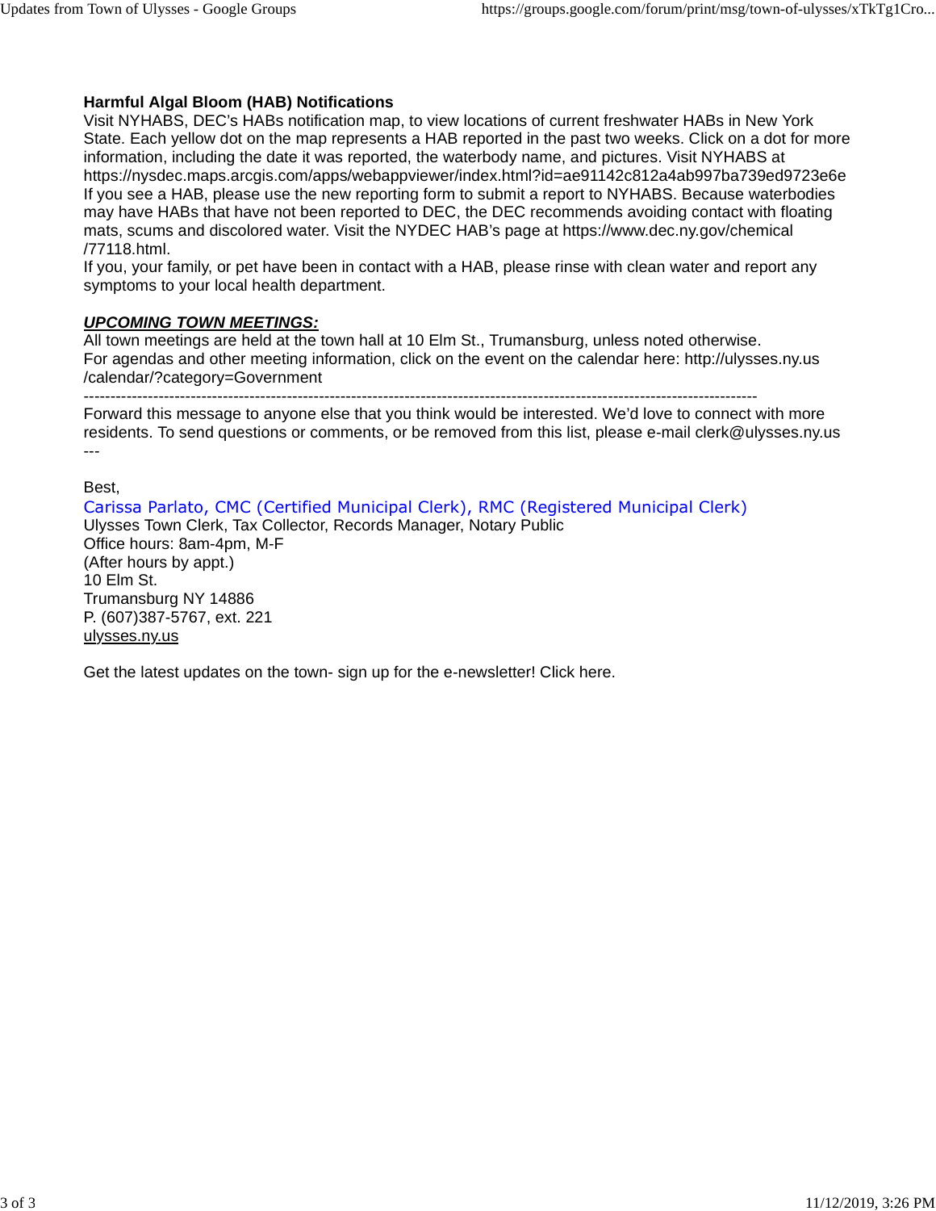**Harmful Algal Bloom (HAB) Notifications**
Visit NYHABS, DEC's HABs notification map, to view locations of current freshwater HABs in New York State. Each yellow dot on the map represents a HAB reported in the past two weeks. Click on a dot for more information, including the date it was reported, the waterbody name, and pictures. Visit NYHABS at https://nysdec.maps.arcgis.com/apps/webappviewer/index.html?id=ae91142c812a4ab997ba739ed9723e6e
If you see a HAB, please use the new reporting form to submit a report to NYHABS. Because waterbodies may have HABs that have not been reported to DEC, the DEC recommends avoiding contact with floating mats, scums and discolored water. Visit the NYDEC HAB's page at https://www.dec.ny.gov/chemical/77118.html.
If you, your family, or pet have been in contact with a HAB, please rinse with clean water and report any symptoms to your local health department.

***UPCOMING TOWN MEETINGS:***
All town meetings are held at the town hall at 10 Elm St., Trumansburg, unless noted otherwise.
For agendas and other meeting information, click on the event on the calendar here: http://ulysses.ny.us/calendar/?category=Government

---

Forward this message to anyone else that you think would be interested. We'd love to connect with more residents. To send questions or comments, or be removed from this list, please e-mail clerk@ulysses.ny.us
---

Best,
Carissa Parlato, CMC (Certified Municipal Clerk), RMC (Registered Municipal Clerk)
Ulysses Town Clerk, Tax Collector, Records Manager, Notary Public
Office hours: 8am-4pm, M-F
(After hours by appt.)
10 Elm St.
Trumansburg NY 14886
P. (607)387-5767, ext. 221
ulysses.ny.us

Get the latest updates on the town- sign up for the e-newsletter! Click here.